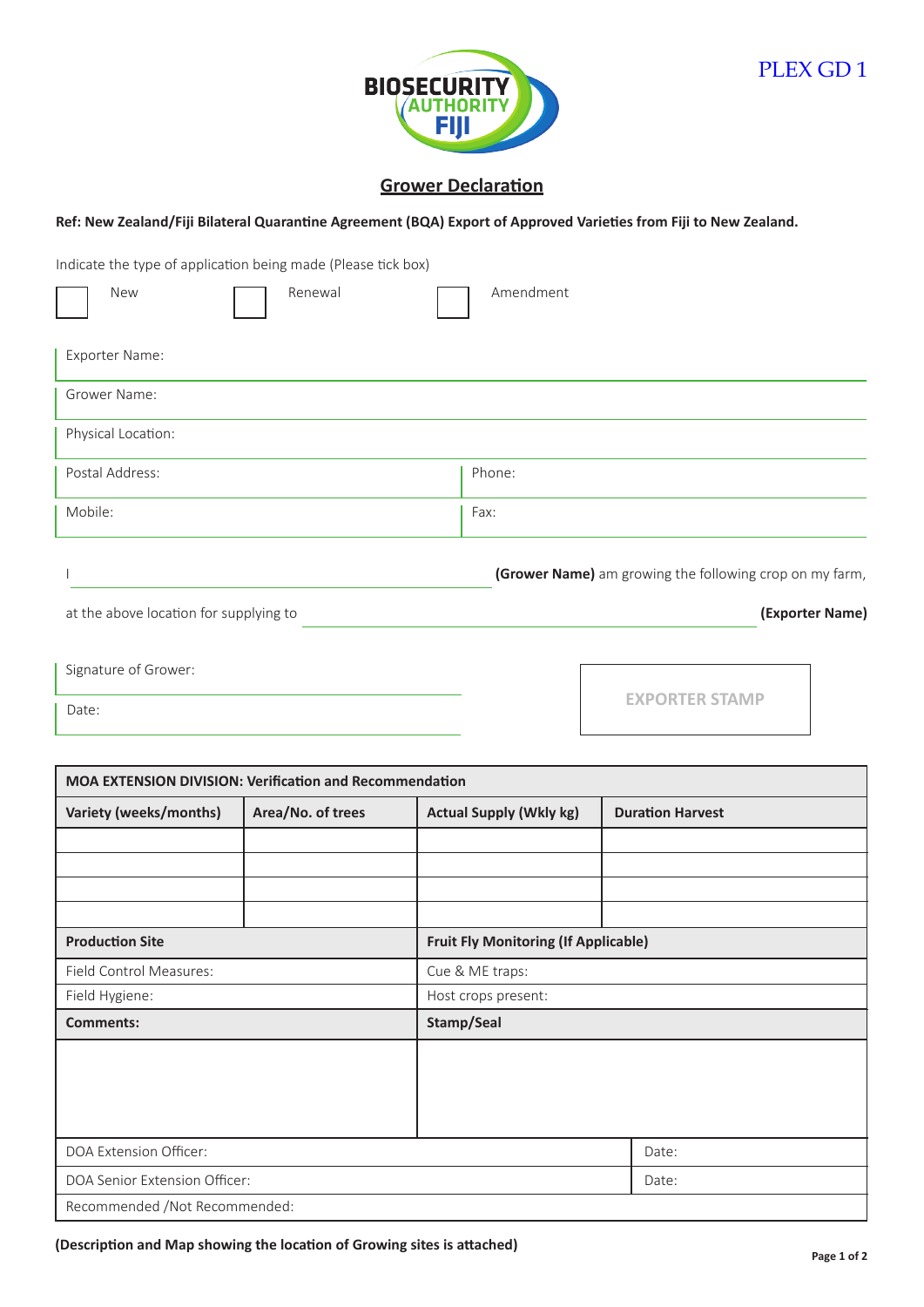PLEX GD 1

BIOSECURITY AUTHORITY FIJI

## Grower Declaration

**Ref: New Zealand/Fiji Bilateral Quarantine Agreement (BQA) Export of Approved Varieties from Fiji to New Zealand.**

Indicate the type of application being made (Please tick box)

☐ New ☐ Renewal ☐ Amendment

| | |
|---|---|
| Exporter Name: | |
| Grower Name: | |
| Physical Location: | |
| Postal Address: | Phone: |
| Mobile: | Fax: |

I _______________________ **(Grower Name)** am growing the following crop on my farm,

at the above location for supplying to _______________________ **(Exporter Name)**

Signature of Grower:

Date:

EXPORTER STAMP

| **MOA EXTENSION DIVISION: Verification and Recommendation** | | | |
|---|---|---|---|
| **Variety (weeks/months)** | **Area/No. of trees** | **Actual Supply (Wkly kg)** | **Duration Harvest** |
| | | | |
| | | | |
| | | | |
| | | | |
| **Production Site** | | **Fruit Fly Monitoring (If Applicable)** | |
| Field Control Measures: | | Cue & ME traps: | |
| Field Hygiene: | | Host crops present: | |
| **Comments:** | | **Stamp/Seal** | |
| | | | |
| DOA Extension Officer: | | | Date: |
| DOA Senior Extension Officer: | | | Date: |
| Recommended /Not Recommended: | | | |

**(Description and Map showing the location of Growing sites is attached)**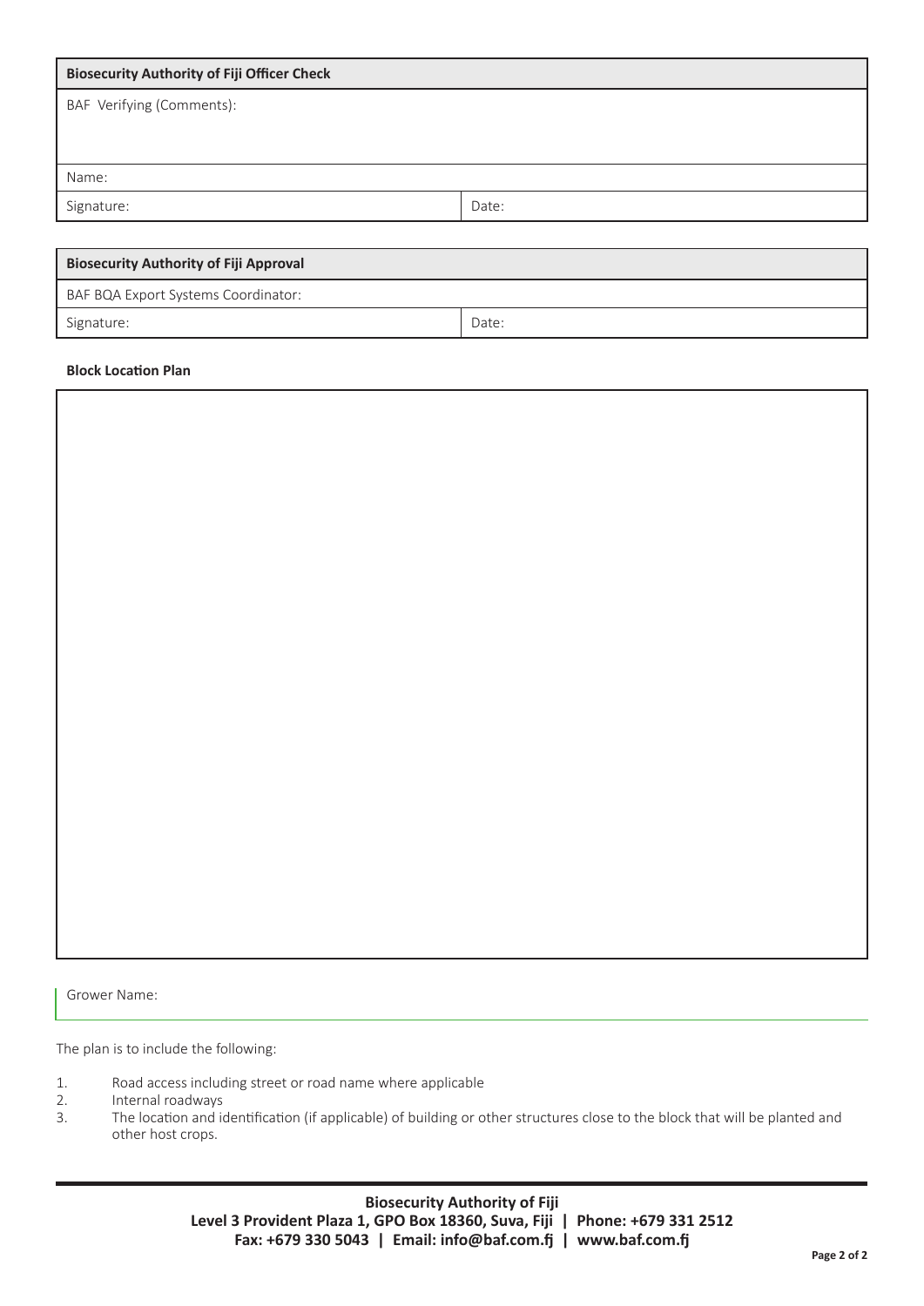| Biosecurity Authority of Fiji Officer Check | |
|---|---|
| BAF Verifying (Comments): | |
| Name: | |
| Signature: | Date: |

| Biosecurity Authority of Fiji Approval | |
|---|---|
| BAF BQA Export Systems Coordinator: | |
| Signature: | Date: |

**Block Location Plan**

Grower Name:

The plan is to include the following:

1. Road access including street or road name where applicable
2. Internal roadways
3. The location and identification (if applicable) of building or other structures close to the block that will be planted and other host crops.

**Biosecurity Authority of Fiji**
**Level 3 Provident Plaza 1, GPO Box 18360, Suva, Fiji | Phone: +679 331 2512**
**Fax: +679 330 5043 | Email: info@baf.com.fj | www.baf.com.fj**